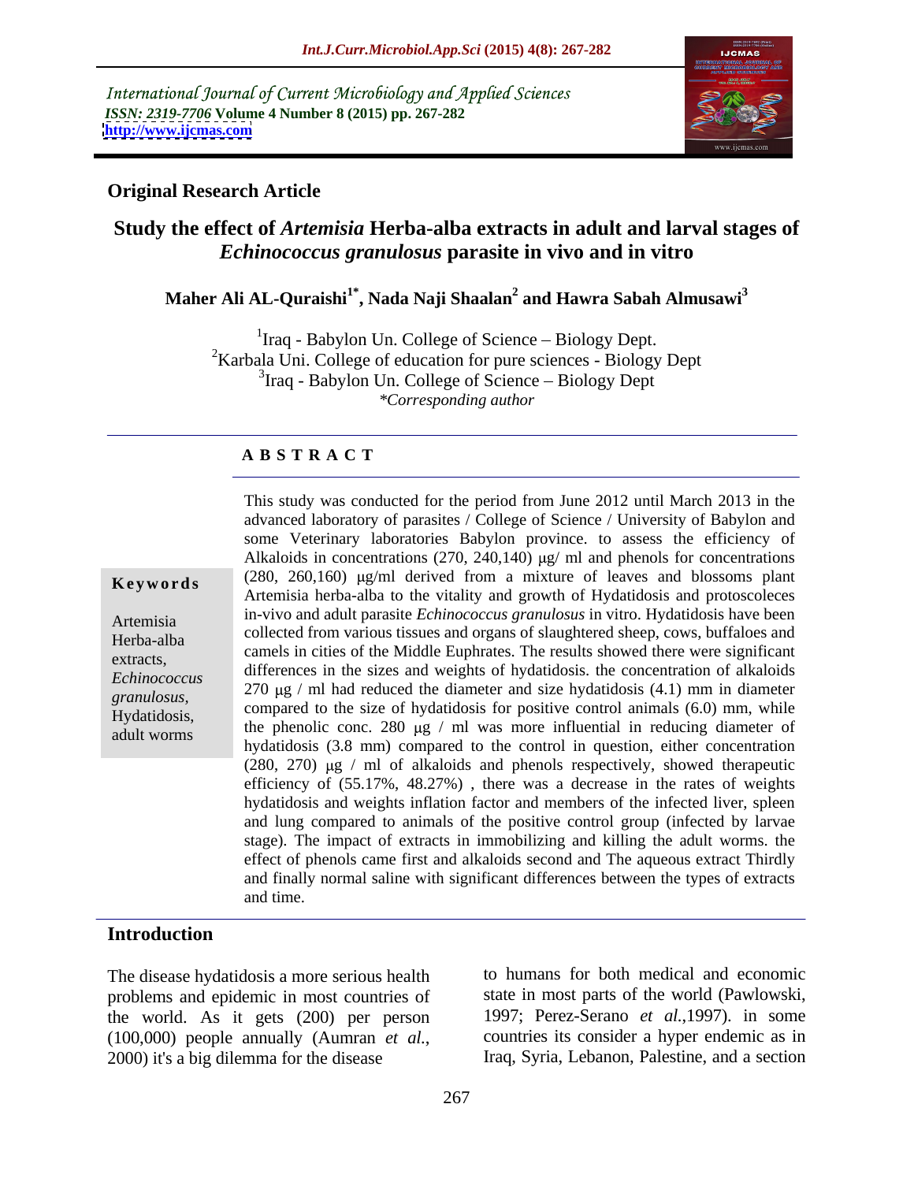International Journal of Current Microbiology and Applied Sciences
*ISSN: 2319-7706* **Volume 4 Number 8 (2015) pp. 267-282**
**http://www.ijcmas.com**

**Original Research Article**

# Study the effect of *Artemisia* Herba-alba extracts in adult and larval stages of *Echinococcus granulosus* parasite in vivo and in vitro

**Maher Ali AL-Quraishi[1*], Nada Naji Shaalan[2] and Hawra Sabah Almusawi[3]**

[1]Iraq - Babylon Un. College of Science – Biology Dept.
[2]Karbala Uni. College of education for pure sciences - Biology Dept
[3]Iraq - Babylon Un. College of Science – Biology Dept
*\*Corresponding author*

## A B S T R A C T

**Keywords**

Artemisia Herba-alba extracts, *Echinococcus granulosus*, Hydatidosis, adult worms

This study was conducted for the period from June 2012 until March 2013 in the advanced laboratory of parasites / College of Science / University of Babylon and some Veterinary laboratories Babylon province. to assess the efficiency of Alkaloids in concentrations (270, 240,140) μg/ ml and phenols for concentrations (280, 260,160) μg/ml derived from a mixture of leaves and blossoms plant Artemisia herba-alba to the vitality and growth of Hydatidosis and protoscoleces in-vivo and adult parasite *Echinococcus granulosus* in vitro. Hydatidosis have been collected from various tissues and organs of slaughtered sheep, cows, buffaloes and camels in cities of the Middle Euphrates. The results showed there were significant differences in the sizes and weights of hydatidosis. the concentration of alkaloids 270 μg / ml had reduced the diameter and size hydatidosis (4.1) mm in diameter compared to the size of hydatidosis for positive control animals (6.0) mm, while the phenolic conc. 280 μg / ml was more influential in reducing diameter of hydatidosis (3.8 mm) compared to the control in question, either concentration (280, 270) μg / ml of alkaloids and phenols respectively, showed therapeutic efficiency of (55.17%, 48.27%) , there was a decrease in the rates of weights hydatidosis and weights inflation factor and members of the infected liver, spleen and lung compared to animals of the positive control group (infected by larvae stage). The impact of extracts in immobilizing and killing the adult worms. the effect of phenols came first and alkaloids second and The aqueous extract Thirdly and finally normal saline with significant differences between the types of extracts and time.

## Introduction

The disease hydatidosis a more serious health problems and epidemic in most countries of the world. As it gets (200) per person (100,000) people annually (Aumran *et al.*, 2000) it's a big dilemma for the disease to humans for both medical and economic state in most parts of the world (Pawlowski, 1997; Perez-Serano *et al.*,1997). in some countries its consider a hyper endemic as in Iraq, Syria, Lebanon, Palestine, and a section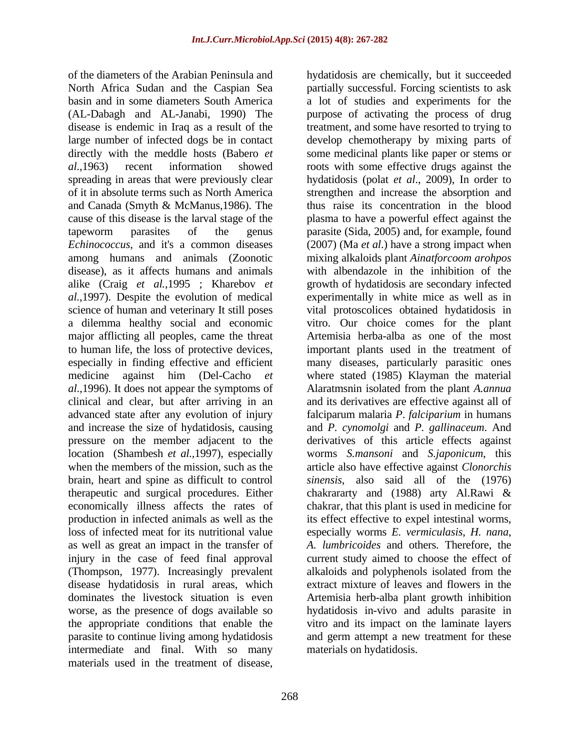of the diameters of the Arabian Peninsula and North Africa Sudan and the Caspian Sea basin and in some diameters South America (AL-Dabagh and AL-Janabi, 1990) The disease is endemic in Iraq as a result of the large number of infected dogs be in contact directly with the meddle hosts (Babero *et al.*,1963) recent information showed spreading in areas that were previously clear of it in absolute terms such as North America and Canada (Smyth & McManus,1986). The cause of this disease is the larval stage of the tapeworm parasites of the genus *Echinococcus,* and it's a common diseases among humans and animals (Zoonotic disease), as it affects humans and animals alike (Craig *et al.*,1995 ; Kharebov *et al.*,1997). Despite the evolution of medical science of human and veterinary It still poses a dilemma healthy social and economic major afflicting all peoples, came the threat to human life, the loss of protective devices, especially in finding effective and efficient medicine against him (Del-Cacho *et al.*,1996). It does not appear the symptoms of clinical and clear, but after arriving in an advanced state after any evolution of injury and increase the size of hydatidosis, causing pressure on the member adjacent to the location (Shambesh *et al.*,1997), especially when the members of the mission, such as the brain, heart and spine as difficult to control therapeutic and surgical procedures. Either economically illness affects the rates of production in infected animals as well as the loss of infected meat for its nutritional value as well as great an impact in the transfer of injury in the case of feed final approval (Thompson, 1977). Increasingly prevalent disease hydatidosis in rural areas, which dominates the livestock situation is even worse, as the presence of dogs available so the appropriate conditions that enable the parasite to continue living among hydatidosis intermediate and final. With so many materials used in the treatment of disease, hydatidosis are chemically, but it succeeded partially successful. Forcing scientists to ask a lot of studies and experiments for the purpose of activating the process of drug treatment, and some have resorted to trying to develop chemotherapy by mixing parts of some medicinal plants like paper or stems or roots with some effective drugs against the hydatidosis (polat *et al*., 2009), In order to strengthen and increase the absorption and thus raise its concentration in the blood plasma to have a powerful effect against the parasite (Sida, 2005) and, for example, found (2007) (Ma *et al*.) have a strong impact when mixing alkaloids plant *Ainatforcoom arohpos* with albendazole in the inhibition of the growth of hydatidosis are secondary infected experimentally in white mice as well as in vital protoscolices obtained hydatidosis in vitro. Our choice comes for the plant Artemisia herba-alba as one of the most important plants used in the treatment of many diseases, particularly parasitic ones where stated (1985) Klayman the material Alaratmsnin isolated from the plant *A.annua* and its derivatives are effective against all of falciparum malaria *P*. *falciparium* in humans and *P. cynomolgi* and *P. gallinaceum*. And derivatives of this article effects against worms *S.mansoni* and *S.japonicum*, this article also have effective against *Clonorchis sinensis*, also said all of the (1976) chakrararty and (1988) arty Al.Rawi & chakrar, that this plant is used in medicine for its effect effective to expel intestinal worms, especially worms *E. vermiculasis*, *H. nana*, *A. lumbricoides* and others. Therefore, the current study aimed to choose the effect of alkaloids and polyphenols isolated from the extract mixture of leaves and flowers in the Artemisia herb-alba plant growth inhibition hydatidosis in-vivo and adults parasite in vitro and its impact on the laminate layers and germ attempt a new treatment for these materials on hydatidosis.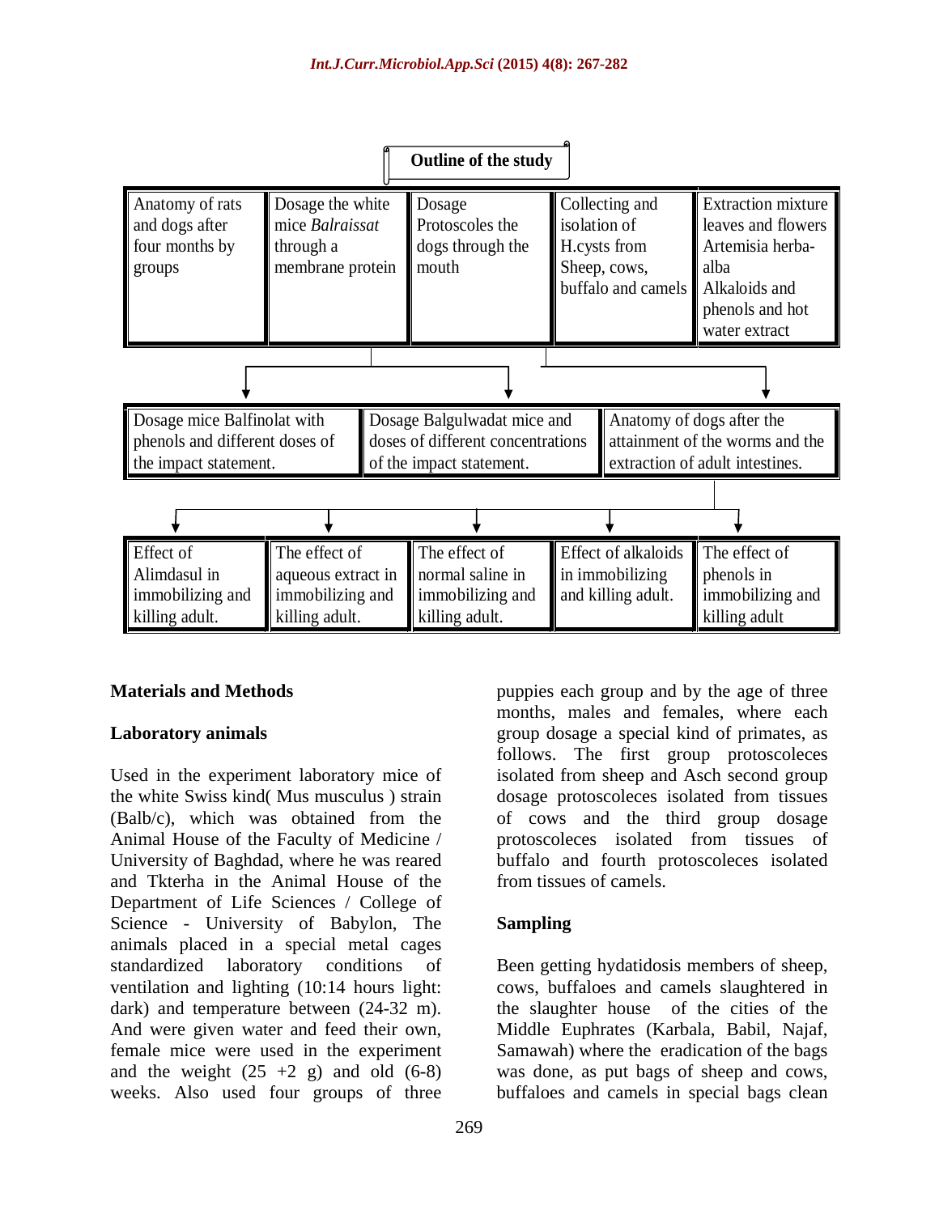**Outline of the study**

| Anatomy of rats and dogs after four months by groups | Dosage the white mice *Balraissat* through a membrane protein | Dosage Protoscoles the dogs through the mouth | Collecting and isolation of H.cysts from Sheep, cows, buffalo and camels | Extraction mixture leaves and flowers Artemisia herba-alba Alkaloids and phenols and hot water extract |
|---|---|---|---|---|

| Dosage mice Balfinolat with phenols and different doses of the impact statement. | Dosage Balgulwadat mice and doses of different concentrations of the impact statement. | Anatomy of dogs after the attainment of the worms and the extraction of adult intestines. |
|---|---|---|

| Effect of Alimdasul in immobilizing and killing adult. | The effect of aqueous extract in immobilizing and killing adult. | The effect of normal saline in immobilizing and killing adult. | Effect of alkaloids in immobilizing and killing adult. | The effect of phenols in immobilizing and killing adult |
|---|---|---|---|---|

## Materials and Methods

### Laboratory animals

Used in the experiment laboratory mice of the white Swiss kind( Mus musculus ) strain (Balb/c), which was obtained from the Animal House of the Faculty of Medicine / University of Baghdad, where he was reared and Tkterha in the Animal House of the Department of Life Sciences / College of Science - University of Babylon, The animals placed in a special metal cages standardized laboratory conditions of ventilation and lighting (10:14 hours light: dark) and temperature between (24-32 m). And were given water and feed their own, female mice were used in the experiment and the weight (25 +2 g) and old (6-8) weeks. Also used four groups of three puppies each group and by the age of three months, males and females, where each group dosage a special kind of primates, as follows. The first group protoscoleces isolated from sheep and Asch second group dosage protoscoleces isolated from tissues of cows and the third group dosage protoscoleces isolated from tissues of buffalo and fourth protoscoleces isolated from tissues of camels.

### Sampling

Been getting hydatidosis members of sheep, cows, buffaloes and camels slaughtered in the slaughter house of the cities of the Middle Euphrates (Karbala, Babil, Najaf, Samawah) where the eradication of the bags was done, as put bags of sheep and cows, buffaloes and camels in special bags clean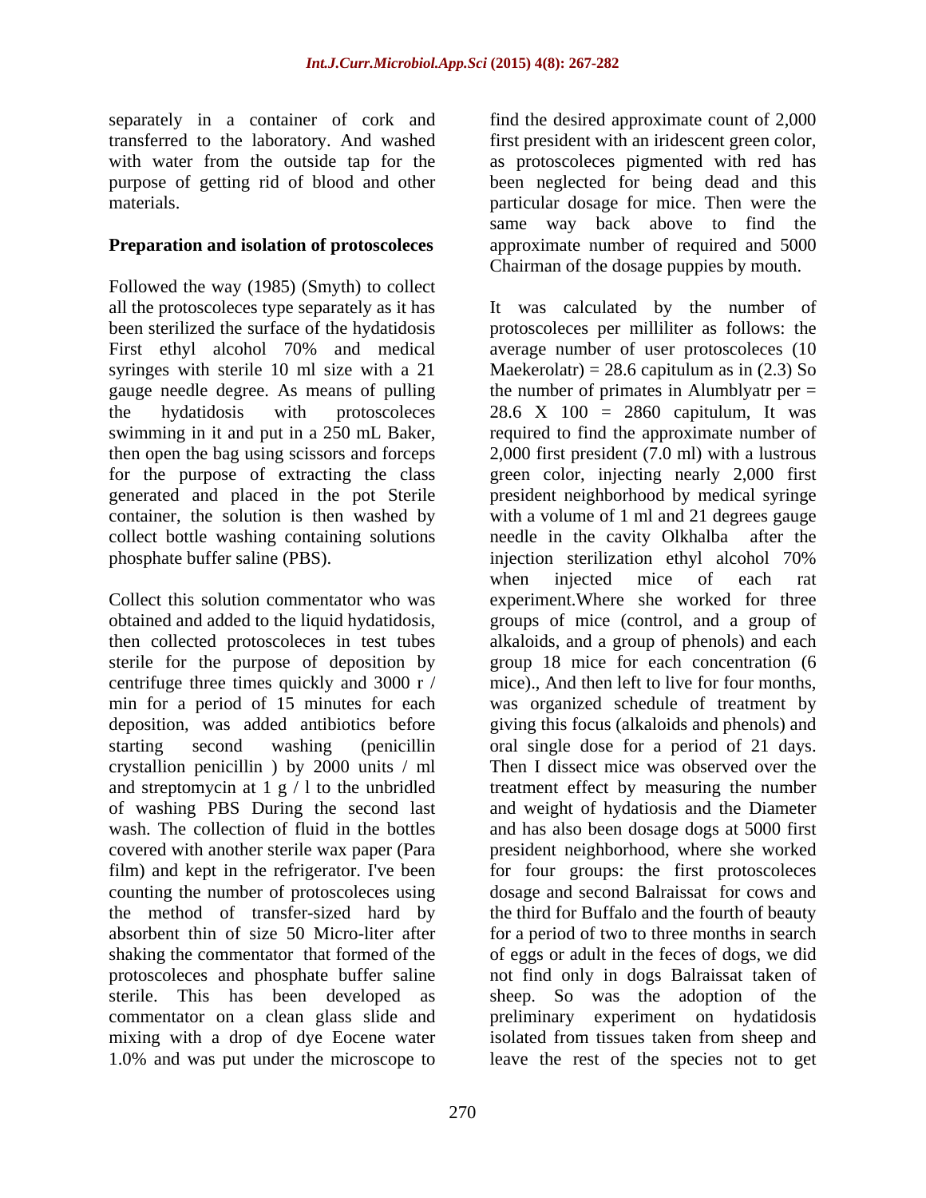separately in a container of cork and transferred to the laboratory. And washed with water from the outside tap for the purpose of getting rid of blood and other materials.

**Preparation and isolation of protoscoleces**

Followed the way (1985) (Smyth) to collect all the protoscoleces type separately as it has been sterilized the surface of the hydatidosis First ethyl alcohol 70% and medical syringes with sterile 10 ml size with a 21 gauge needle degree. As means of pulling the hydatidosis with protoscoleces swimming in it and put in a 250 mL Baker, then open the bag using scissors and forceps for the purpose of extracting the class generated and placed in the pot Sterile container, the solution is then washed by collect bottle washing containing solutions phosphate buffer saline (PBS).

Collect this solution commentator who was obtained and added to the liquid hydatidosis, then collected protoscoleces in test tubes sterile for the purpose of deposition by centrifuge three times quickly and 3000 r / min for a period of 15 minutes for each deposition, was added antibiotics before starting second washing (penicillin crystallion penicillin ) by 2000 units / ml and streptomycin at 1 g / l to the unbridled of washing PBS During the second last wash. The collection of fluid in the bottles covered with another sterile wax paper (Para film) and kept in the refrigerator. I've been counting the number of protoscoleces using the method of transfer-sized hard by absorbent thin of size 50 Micro-liter after shaking the commentator that formed of the protoscoleces and phosphate buffer saline sterile. This has been developed as commentator on a clean glass slide and mixing with a drop of dye Eocene water 1.0% and was put under the microscope to find the desired approximate count of 2,000 first president with an iridescent green color, as protoscoleces pigmented with red has been neglected for being dead and this particular dosage for mice. Then were the same way back above to find the approximate number of required and 5000 Chairman of the dosage puppies by mouth.

It was calculated by the number of protoscoleces per milliliter as follows: the average number of user protoscoleces (10 Maekerolatr) = 28.6 capitulum as in (2.3) So the number of primates in Alumblyatr per = 28.6 X 100 = 2860 capitulum, It was required to find the approximate number of 2,000 first president (7.0 ml) with a lustrous green color, injecting nearly 2,000 first president neighborhood by medical syringe with a volume of 1 ml and 21 degrees gauge needle in the cavity Olkhalba after the injection sterilization ethyl alcohol 70% when injected mice of each rat experiment.Where she worked for three groups of mice (control, and a group of alkaloids, and a group of phenols) and each group 18 mice for each concentration (6 mice)., And then left to live for four months, was organized schedule of treatment by giving this focus (alkaloids and phenols) and oral single dose for a period of 21 days. Then I dissect mice was observed over the treatment effect by measuring the number and weight of hydatiosis and the Diameter and has also been dosage dogs at 5000 first president neighborhood, where she worked for four groups: the first protoscoleces dosage and second Balraissat for cows and the third for Buffalo and the fourth of beauty for a period of two to three months in search of eggs or adult in the feces of dogs, we did not find only in dogs Balraissat taken of sheep. So was the adoption of the preliminary experiment on hydatidosis isolated from tissues taken from sheep and leave the rest of the species not to get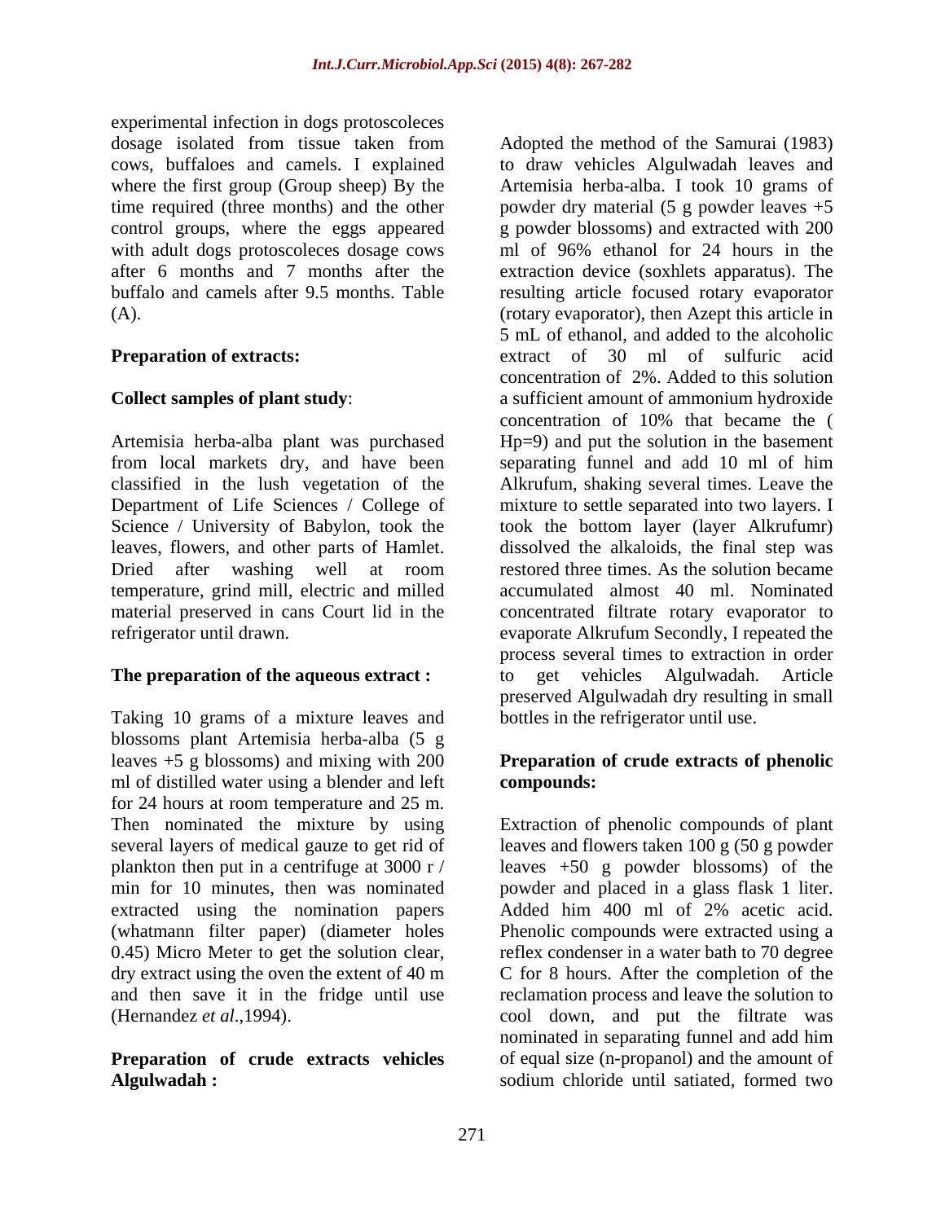experimental infection in dogs protoscoleces dosage isolated from tissue taken from cows, buffaloes and camels. I explained where the first group (Group sheep) By the time required (three months) and the other control groups, where the eggs appeared with adult dogs protoscoleces dosage cows after 6 months and 7 months after the buffalo and camels after 9.5 months. Table (A).

**Preparation of extracts:**

**Collect samples of plant study**:

Artemisia herba-alba plant was purchased from local markets dry, and have been classified in the lush vegetation of the Department of Life Sciences / College of Science / University of Babylon, took the leaves, flowers, and other parts of Hamlet. Dried after washing well at room temperature, grind mill, electric and milled material preserved in cans Court lid in the refrigerator until drawn.

**The preparation of the aqueous extract :**

Taking 10 grams of a mixture leaves and blossoms plant Artemisia herba-alba (5 g leaves +5 g blossoms) and mixing with 200 ml of distilled water using a blender and left for 24 hours at room temperature and 25 m. Then nominated the mixture by using several layers of medical gauze to get rid of plankton then put in a centrifuge at 3000 r / min for 10 minutes, then was nominated extracted using the nomination papers (whatmann filter paper) (diameter holes 0.45) Micro Meter to get the solution clear, dry extract using the oven the extent of 40 m and then save it in the fridge until use (Hernandez *et al*.,1994).

**Preparation of crude extracts vehicles Algulwadah :**

Adopted the method of the Samurai (1983) to draw vehicles Algulwadah leaves and Artemisia herba-alba. I took 10 grams of powder dry material (5 g powder leaves +5 g powder blossoms) and extracted with 200 ml of 96% ethanol for 24 hours in the extraction device (soxhlets apparatus). The resulting article focused rotary evaporator (rotary evaporator), then Azept this article in 5 mL of ethanol, and added to the alcoholic extract of 30 ml of sulfuric acid concentration of 2%. Added to this solution a sufficient amount of ammonium hydroxide concentration of 10% that became the ( Hp=9) and put the solution in the basement separating funnel and add 10 ml of him Alkrufum, shaking several times. Leave the mixture to settle separated into two layers. I took the bottom layer (layer Alkrufumr) dissolved the alkaloids, the final step was restored three times. As the solution became accumulated almost 40 ml. Nominated concentrated filtrate rotary evaporator to evaporate Alkrufum Secondly, I repeated the process several times to extraction in order to get vehicles Algulwadah. Article preserved Algulwadah dry resulting in small bottles in the refrigerator until use.

**Preparation of crude extracts of phenolic compounds:**

Extraction of phenolic compounds of plant leaves and flowers taken 100 g (50 g powder leaves +50 g powder blossoms) of the powder and placed in a glass flask 1 liter. Added him 400 ml of 2% acetic acid. Phenolic compounds were extracted using a reflex condenser in a water bath to 70 degree C for 8 hours. After the completion of the reclamation process and leave the solution to cool down, and put the filtrate was nominated in separating funnel and add him of equal size (n-propanol) and the amount of sodium chloride until satiated, formed two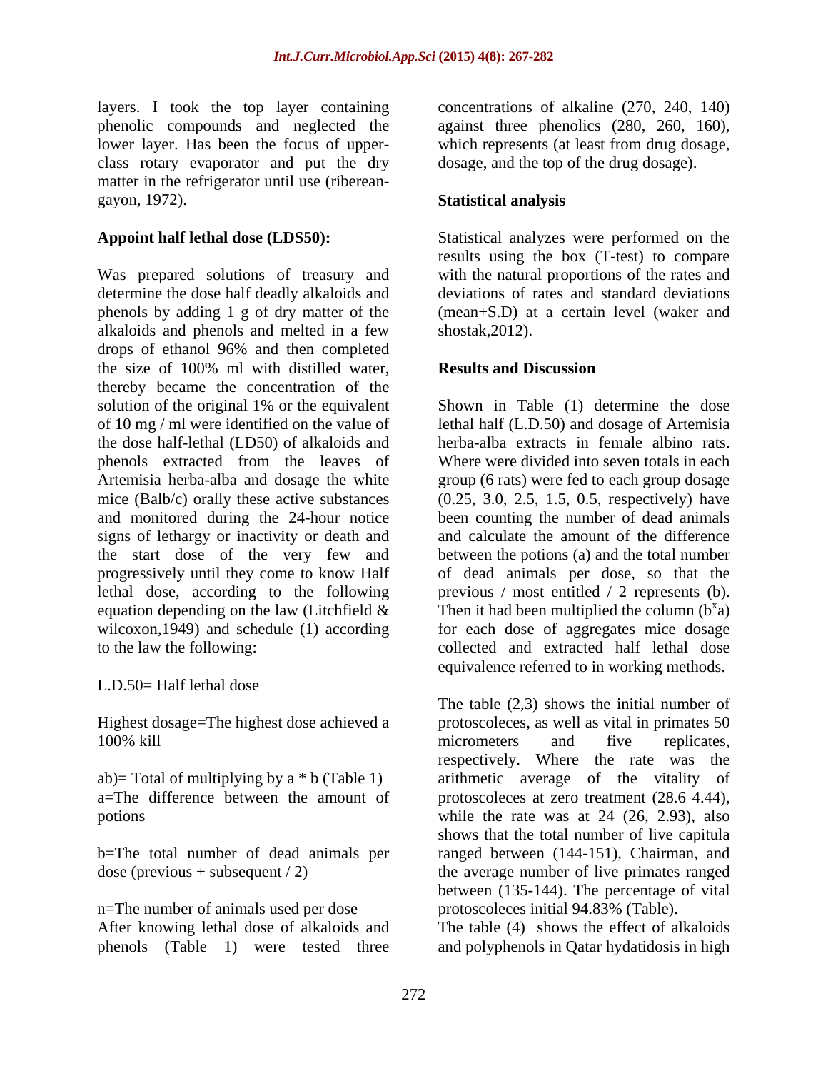layers. I took the top layer containing phenolic compounds and neglected the lower layer. Has been the focus of upper-class rotary evaporator and put the dry matter in the refrigerator until use (ribereangayon, 1972).

**Appoint half lethal dose (LDS50):**

Was prepared solutions of treasury and determine the dose half deadly alkaloids and phenols by adding 1 g of dry matter of the alkaloids and phenols and melted in a few drops of ethanol 96% and then completed the size of 100% ml with distilled water, thereby became the concentration of the solution of the original 1% or the equivalent of 10 mg / ml were identified on the value of the dose half-lethal (LD50) of alkaloids and phenols extracted from the leaves of Artemisia herba-alba and dosage the white mice (Balb/c) orally these active substances and monitored during the 24-hour notice signs of lethargy or inactivity or death and the start dose of the very few and progressively until they come to know Half lethal dose, according to the following equation depending on the law (Litchfield & wilcoxon,1949) and schedule (1) according to the law the following:

L.D.50= Half lethal dose

Highest dosage=The highest dose achieved a 100% kill

ab)= Total of multiplying by a * b (Table 1)

a=The difference between the amount of potions

b=The total number of dead animals per dose (previous + subsequent / 2)

n=The number of animals used per dose

After knowing lethal dose of alkaloids and phenols (Table 1) were tested three concentrations of alkaline (270, 240, 140) against three phenolics (280, 260, 160), which represents (at least from drug dosage, dosage, and the top of the drug dosage).

**Statistical analysis**

Statistical analyzes were performed on the results using the box (T-test) to compare with the natural proportions of the rates and deviations of rates and standard deviations (mean+S.D) at a certain level (waker and shostak,2012).

**Results and Discussion**

Shown in Table (1) determine the dose lethal half (L.D.50) and dosage of Artemisia herba-alba extracts in female albino rats. Where were divided into seven totals in each group (6 rats) were fed to each group dosage (0.25, 3.0, 2.5, 1.5, 0.5, respectively) have been counting the number of dead animals and calculate the amount of the difference between the potions (a) and the total number of dead animals per dose, so that the previous / most entitled / 2 represents (b). Then it had been multiplied the column ($b^x a$) for each dose of aggregates mice dosage collected and extracted half lethal dose equivalence referred to in working methods.

The table (2,3) shows the initial number of protoscoleces, as well as vital in primates 50 micrometers and five replicates, respectively. Where the rate was the arithmetic average of the vitality of protoscoleces at zero treatment (28.6 4.44), while the rate was at 24 (26, 2.93), also shows that the total number of live capitula ranged between (144-151), Chairman, and the average number of live primates ranged between (135-144). The percentage of vital protoscoleces initial 94.83% (Table).

The table (4) shows the effect of alkaloids and polyphenols in Qatar hydatidosis in high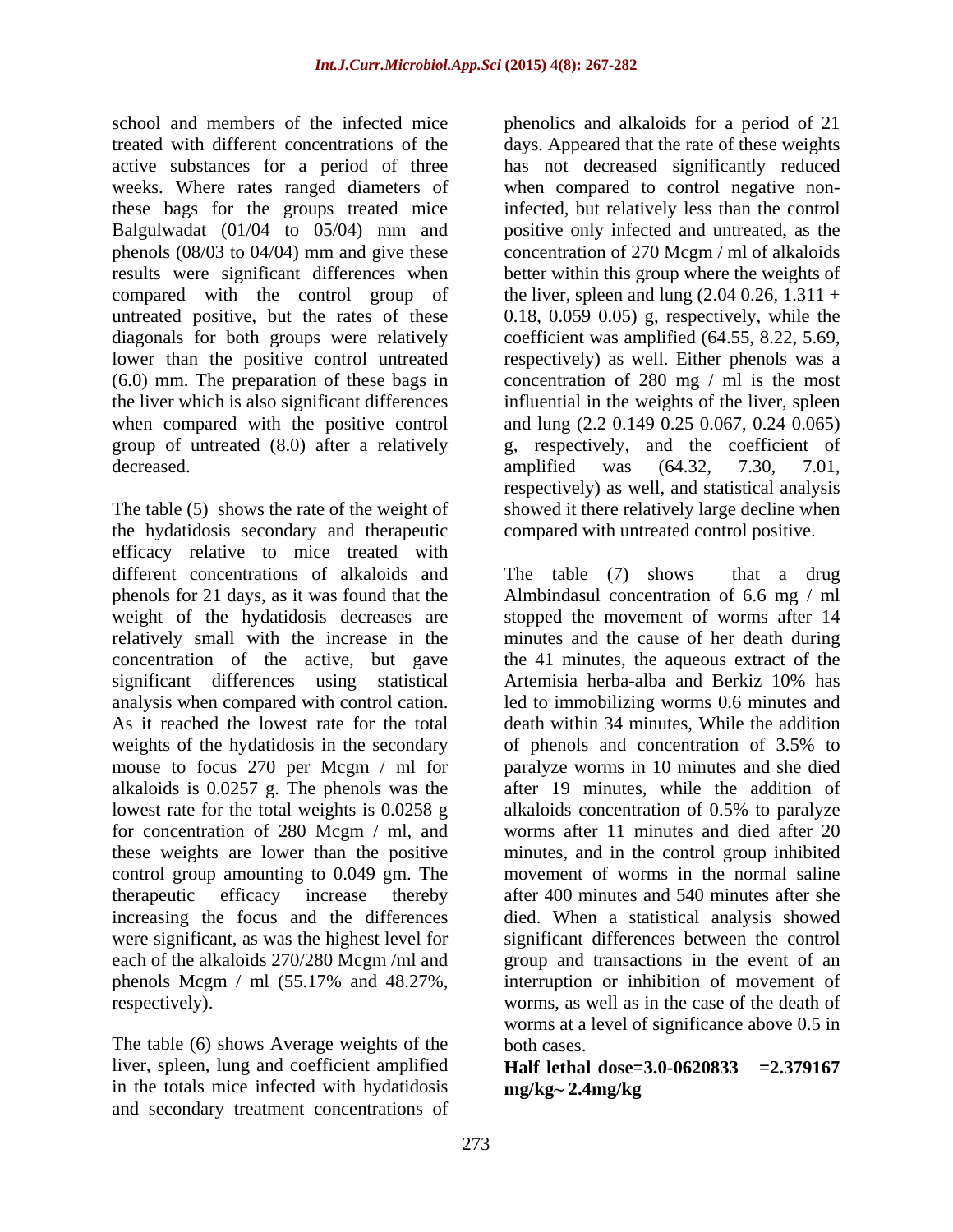school and members of the infected mice treated with different concentrations of the active substances for a period of three weeks. Where rates ranged diameters of these bags for the groups treated mice Balgulwadat (01/04 to 05/04) mm and phenols (08/03 to 04/04) mm and give these results were significant differences when compared with the control group of untreated positive, but the rates of these diagonals for both groups were relatively lower than the positive control untreated (6.0) mm. The preparation of these bags in the liver which is also significant differences when compared with the positive control group of untreated (8.0) after a relatively decreased.

The table (5) shows the rate of the weight of the hydatidosis secondary and therapeutic efficacy relative to mice treated with different concentrations of alkaloids and phenols for 21 days, as it was found that the weight of the hydatidosis decreases are relatively small with the increase in the concentration of the active, but gave significant differences using statistical analysis when compared with control cation. As it reached the lowest rate for the total weights of the hydatidosis in the secondary mouse to focus 270 per Mcgm / ml for alkaloids is 0.0257 g. The phenols was the lowest rate for the total weights is 0.0258 g for concentration of 280 Mcgm / ml, and these weights are lower than the positive control group amounting to 0.049 gm. The therapeutic efficacy increase thereby increasing the focus and the differences were significant, as was the highest level for each of the alkaloids 270/280 Mcgm /ml and phenols Mcgm / ml (55.17% and 48.27%, respectively).

The table (6) shows Average weights of the liver, spleen, lung and coefficient amplified in the totals mice infected with hydatidosis and secondary treatment concentrations of phenolics and alkaloids for a period of 21 days. Appeared that the rate of these weights has not decreased significantly reduced when compared to control negative non-infected, but relatively less than the control positive only infected and untreated, as the concentration of 270 Mcgm / ml of alkaloids better within this group where the weights of the liver, spleen and lung (2.04 0.26, 1.311 + 0.18, 0.059 0.05) g, respectively, while the coefficient was amplified (64.55, 8.22, 5.69, respectively) as well. Either phenols was a concentration of 280 mg / ml is the most influential in the weights of the liver, spleen and lung (2.2 0.149 0.25 0.067, 0.24 0.065) g, respectively, and the coefficient of amplified was (64.32, 7.30, 7.01, respectively) as well, and statistical analysis showed it there relatively large decline when compared with untreated control positive.

The table (7) shows that a drug Almbindasul concentration of 6.6 mg / ml stopped the movement of worms after 14 minutes and the cause of her death during the 41 minutes, the aqueous extract of the Artemisia herba-alba and Berkiz 10% has led to immobilizing worms 0.6 minutes and death within 34 minutes, While the addition of phenols and concentration of 3.5% to paralyze worms in 10 minutes and she died after 19 minutes, while the addition of alkaloids concentration of 0.5% to paralyze worms after 11 minutes and died after 20 minutes, and in the control group inhibited movement of worms in the normal saline after 400 minutes and 540 minutes after she died. When a statistical analysis showed significant differences between the control group and transactions in the event of an interruption or inhibition of movement of worms, as well as in the case of the death of worms at a level of significance above 0.5 in both cases.

**Half lethal dose=3.0-0620833 =2.379167 mg/kg~ 2.4mg/kg**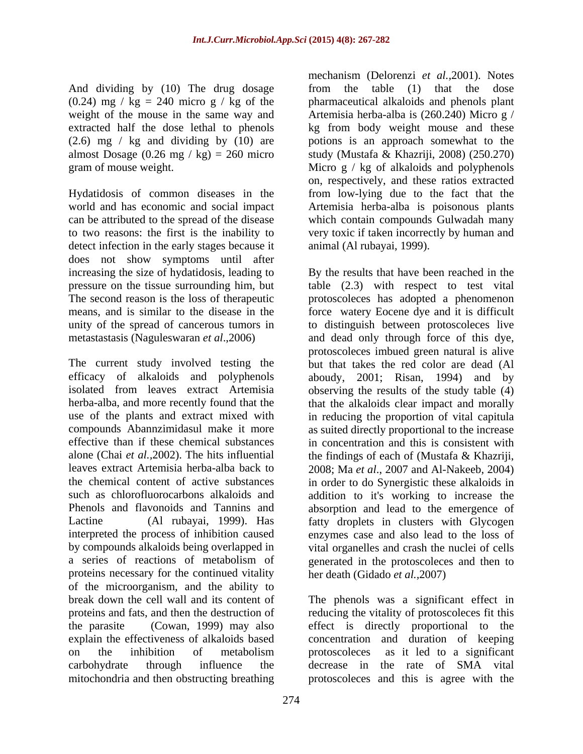And dividing by (10) The drug dosage (0.24) mg / kg = 240 micro g / kg of the weight of the mouse in the same way and extracted half the dose lethal to phenols (2.6) mg / kg and dividing by (10) are almost Dosage (0.26 mg / kg) = 260 micro gram of mouse weight.

Hydatidosis of common diseases in the world and has economic and social impact can be attributed to the spread of the disease to two reasons: the first is the inability to detect infection in the early stages because it does not show symptoms until after increasing the size of hydatidosis, leading to pressure on the tissue surrounding him, but The second reason is the loss of therapeutic means, and is similar to the disease in the unity of the spread of cancerous tumors in metastastasis (Naguleswaran *et al*.,2006)

The current study involved testing the efficacy of alkaloids and polyphenols isolated from leaves extract Artemisia herba-alba, and more recently found that the use of the plants and extract mixed with compounds Abannzimidasul make it more effective than if these chemical substances alone (Chai *et al.*,2002). The hits influential leaves extract Artemisia herba-alba back to the chemical content of active substances such as chlorofluorocarbons alkaloids and Phenols and flavonoids and Tannins and Lactine (Al rubayai, 1999). Has interpreted the process of inhibition caused by compounds alkaloids being overlapped in a series of reactions of metabolism of proteins necessary for the continued vitality of the microorganism, and the ability to break down the cell wall and its content of proteins and fats, and then the destruction of the parasite (Cowan, 1999) may also explain the effectiveness of alkaloids based on the inhibition of metabolism carbohydrate through influence the mitochondria and then obstructing breathing mechanism (Delorenzi *et al.*,2001). Notes from the table (1) that the dose pharmaceutical alkaloids and phenols plant Artemisia herba-alba is (260.240) Micro g / kg from body weight mouse and these potions is an approach somewhat to the study (Mustafa & Khazriji, 2008) (250.270) Micro g / kg of alkaloids and polyphenols on, respectively, and these ratios extracted from low-lying due to the fact that the Artemisia herba-alba is poisonous plants which contain compounds Gulwadah many very toxic if taken incorrectly by human and animal (Al rubayai, 1999).

By the results that have been reached in the table (2.3) with respect to test vital protoscoleces has adopted a phenomenon force watery Eocene dye and it is difficult to distinguish between protoscoleces live and dead only through force of this dye, protoscoleces imbued green natural is alive but that takes the red color are dead (Al aboudy, 2001; Risan, 1994) and by observing the results of the study table (4) that the alkaloids clear impact and morally in reducing the proportion of vital capitula as suited directly proportional to the increase in concentration and this is consistent with the findings of each of (Mustafa & Khazriji, 2008; Ma *et al*., 2007 and Al-Nakeeb, 2004) in order to do Synergistic these alkaloids in addition to it's working to increase the absorption and lead to the emergence of fatty droplets in clusters with Glycogen enzymes case and also lead to the loss of vital organelles and crash the nuclei of cells generated in the protoscoleces and then to her death (Gidado *et al.*,2007)

The phenols was a significant effect in reducing the vitality of protoscoleces fit this effect is directly proportional to the concentration and duration of keeping protoscoleces as it led to a significant decrease in the rate of SMA vital protoscoleces and this is agree with the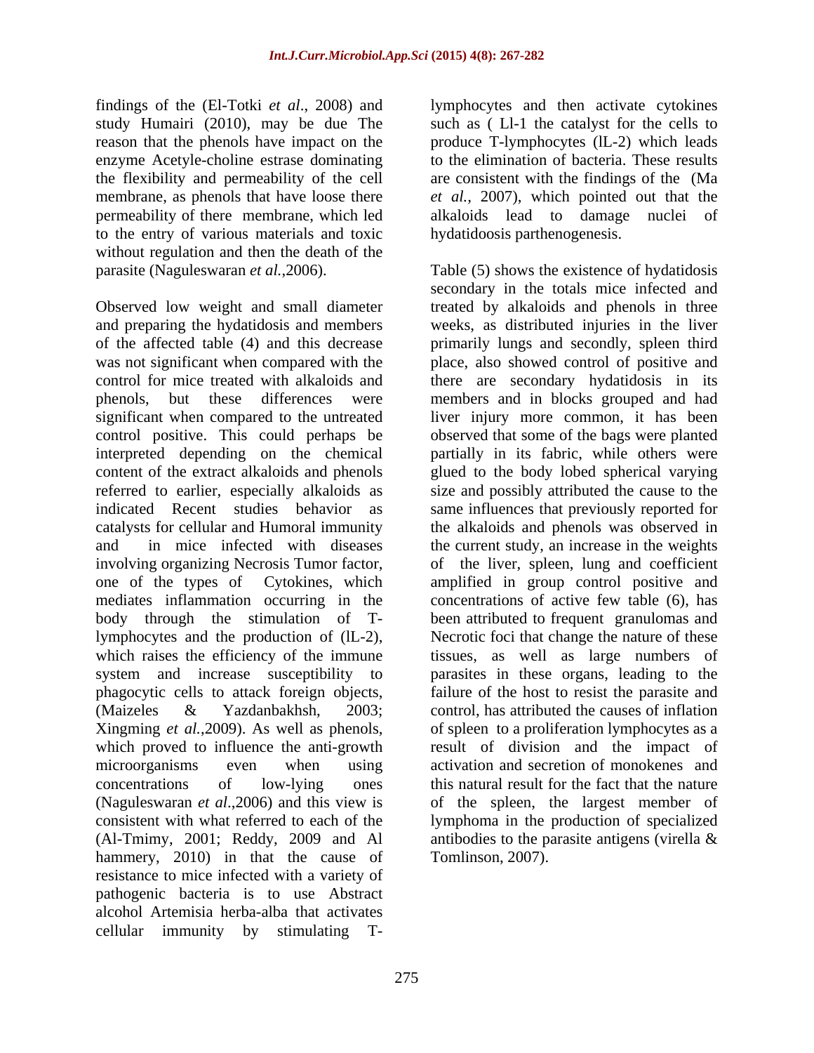findings of the (El-Totki *et al*., 2008) and study Humairi (2010), may be due The reason that the phenols have impact on the enzyme Acetyle-choline estrase dominating the flexibility and permeability of the cell membrane, as phenols that have loose there permeability of there membrane, which led to the entry of various materials and toxic without regulation and then the death of the parasite (Naguleswaran *et al.*,2006).

Observed low weight and small diameter and preparing the hydatidosis and members of the affected table (4) and this decrease was not significant when compared with the control for mice treated with alkaloids and phenols, but these differences were significant when compared to the untreated control positive. This could perhaps be interpreted depending on the chemical content of the extract alkaloids and phenols referred to earlier, especially alkaloids as indicated Recent studies behavior as catalysts for cellular and Humoral immunity and in mice infected with diseases involving organizing Necrosis Tumor factor, one of the types of Cytokines, which mediates inflammation occurring in the body through the stimulation of T-lymphocytes and the production of (lL-2), which raises the efficiency of the immune system and increase susceptibility to phagocytic cells to attack foreign objects, (Maizeles & Yazdanbakhsh, 2003; Xingming *et al.*,2009). As well as phenols, which proved to influence the anti-growth microorganisms even when using concentrations of low-lying ones (Naguleswaran *et al*.,2006) and this view is consistent with what referred to each of the (Al-Tmimy, 2001; Reddy, 2009 and Al hammery, 2010) in that the cause of resistance to mice infected with a variety of pathogenic bacteria is to use Abstract alcohol Artemisia herba-alba that activates cellular immunity by stimulating T-lymphocytes and then activate cytokines such as ( Ll-1 the catalyst for the cells to produce T-lymphocytes (lL-2) which leads to the elimination of bacteria. These results are consistent with the findings of the (Ma *et al.,* 2007), which pointed out that the alkaloids lead to damage nuclei of hydatidoosis parthenogenesis.

Table (5) shows the existence of hydatidosis secondary in the totals mice infected and treated by alkaloids and phenols in three weeks, as distributed injuries in the liver primarily lungs and secondly, spleen third place, also showed control of positive and there are secondary hydatidosis in its members and in blocks grouped and had liver injury more common, it has been observed that some of the bags were planted partially in its fabric, while others were glued to the body lobed spherical varying size and possibly attributed the cause to the same influences that previously reported for the alkaloids and phenols was observed in the current study, an increase in the weights of the liver, spleen, lung and coefficient amplified in group control positive and concentrations of active few table (6), has been attributed to frequent granulomas and Necrotic foci that change the nature of these tissues, as well as large numbers of parasites in these organs, leading to the failure of the host to resist the parasite and control, has attributed the causes of inflation of spleen to a proliferation lymphocytes as a result of division and the impact of activation and secretion of monokenes and this natural result for the fact that the nature of the spleen, the largest member of lymphoma in the production of specialized antibodies to the parasite antigens (virella & Tomlinson, 2007).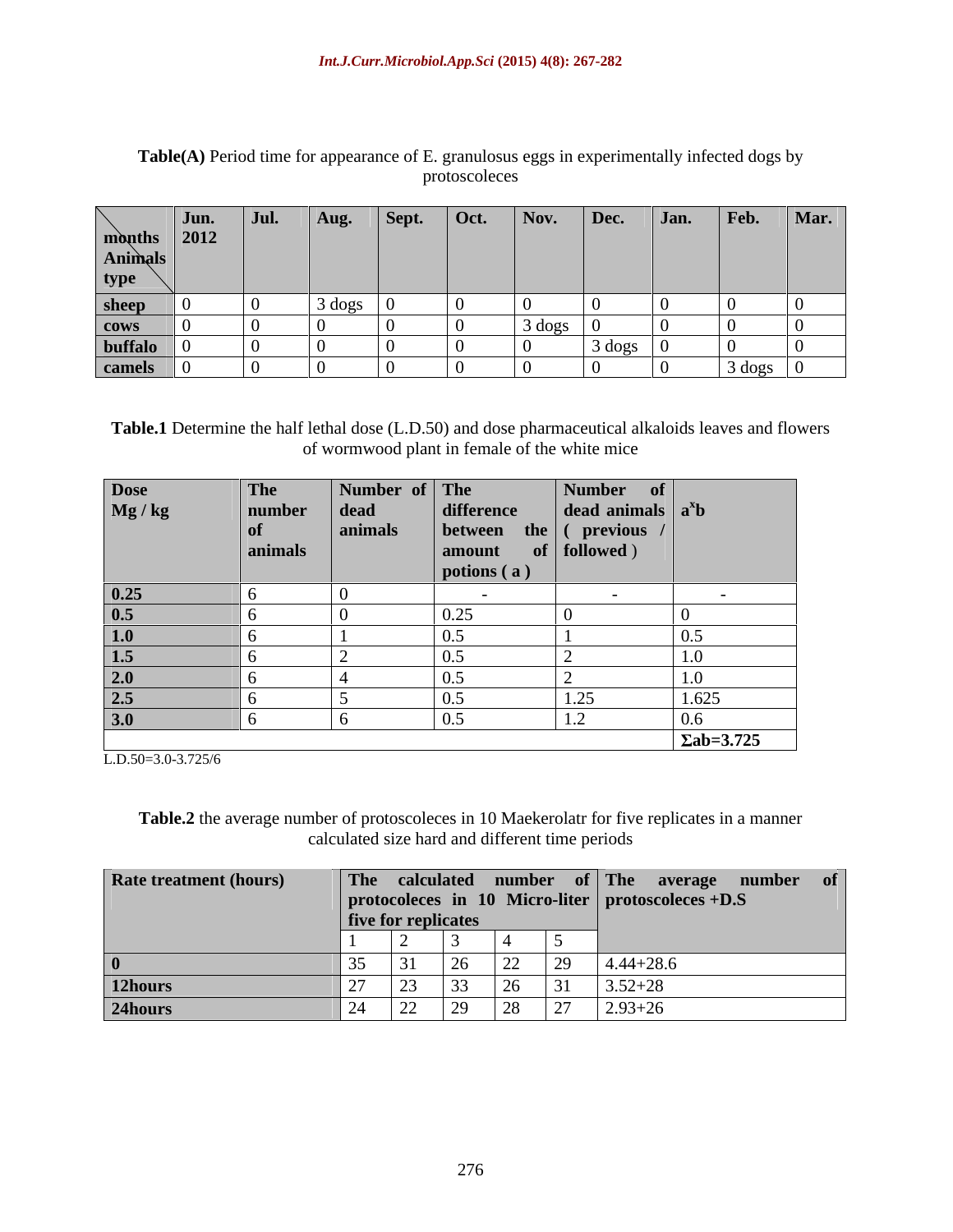**Table(A)** Period time for appearance of E. granulosus eggs in experimentally infected dogs by protoscoleces

| months / Animals type | Jun. 2012 | Jul. | Aug. | Sept. | Oct. | Nov. | Dec. | Jan. | Feb. | Mar. |
|---|---|---|---|---|---|---|---|---|---|---|
| **sheep** | 0 | 0 | 3 dogs | 0 | 0 | 0 | 0 | 0 | 0 | 0 |
| **cows** | 0 | 0 | 0 | 0 | 0 | 3 dogs | 0 | 0 | 0 | 0 |
| **buffalo** | 0 | 0 | 0 | 0 | 0 | 0 | 3 dogs | 0 | 0 | 0 |
| **camels** | 0 | 0 | 0 | 0 | 0 | 0 | 0 | 0 | 3 dogs | 0 |

**Table.1** Determine the half lethal dose (L.D.50) and dose pharmaceutical alkaloids leaves and flowers of wormwood plant in female of the white mice

| Dose Mg / kg | The number of animals | Number of dead animals | The difference between the amount of potions ( a ) | Number of dead animals ( previous / followed ) | $a^x b$ |
|---|---|---|---|---|---|
| **0.25** | 6 | 0 | - | - | - |
| **0.5** | 6 | 0 | 0.25 | 0 | 0 |
| **1.0** | 6 | 1 | 0.5 | 1 | 0.5 |
| **1.5** | 6 | 2 | 0.5 | 2 | 1.0 |
| **2.0** | 6 | 4 | 0.5 | 2 | 1.0 |
| **2.5** | 6 | 5 | 0.5 | 1.25 | 1.625 |
| **3.0** | 6 | 6 | 0.5 | 1.2 | 0.6 |
| | | | | | **Σab=3.725** |

L.D.50=3.0-3.725/6

**Table.2** the average number of protoscoleces in 10 Maekerolatr for five replicates in a manner calculated size hard and different time periods

| Rate treatment (hours) | The calculated number of protocoleces in 10 Micro-liter five for replicates | | | | | The average number of protoscoleces +D.S |
|---|---|---|---|---|---|---|
| | 1 | 2 | 3 | 4 | 5 | |
| **0** | 35 | 31 | 26 | 22 | 29 | 4.44+28.6 |
| **12hours** | 27 | 23 | 33 | 26 | 31 | 3.52+28 |
| **24hours** | 24 | 22 | 29 | 28 | 27 | 2.93+26 |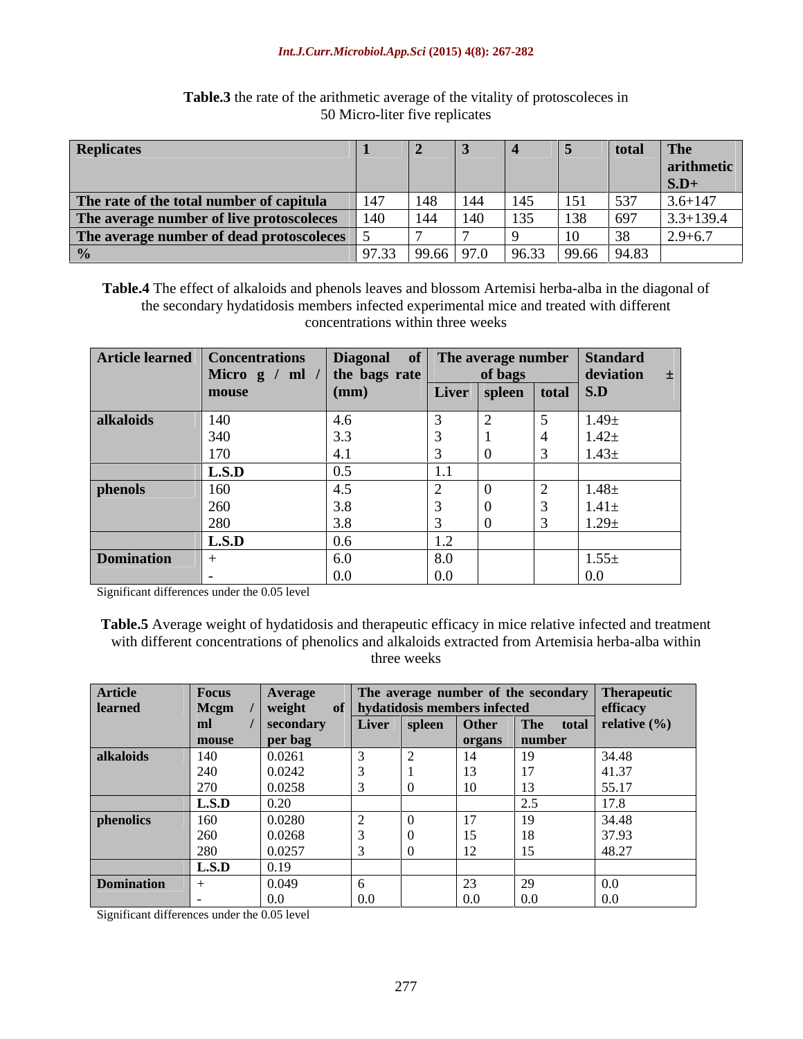**Table.3** the rate of the arithmetic average of the vitality of protoscoleces in 50 Micro-liter five replicates

| Replicates | 1 | 2 | 3 | 4 | 5 | total | The arithmetic S.D+ |
|---|---|---|---|---|---|---|---|
| The rate of the total number of capitula | 147 | 148 | 144 | 145 | 151 | 537 | 3.6+147 |
| The average number of live protoscoleces | 140 | 144 | 140 | 135 | 138 | 697 | 3.3+139.4 |
| The average number of dead protoscoleces | 5 | 7 | 7 | 9 | 10 | 38 | 2.9+6.7 |
| % | 97.33 | 99.66 | 97.0 | 96.33 | 99.66 | 94.83 | |

**Table.4** The effect of alkaloids and phenols leaves and blossom Artemisi herba-alba in the diagonal of the secondary hydatidosis members infected experimental mice and treated with different concentrations within three weeks

| Article learned | Concentrations Micro g / ml / mouse | Diagonal of the bags rate (mm) | The average number of bags | | | Standard deviation ± S.D |
|---|---|---|---|---|---|---|
| | | | Liver | spleen | total | |
| alkaloids | 140 | 4.6 | 3 | 2 | 5 | 1.49± |
| | 340 | 3.3 | 3 | 1 | 4 | 1.42± |
| | 170 | 4.1 | 3 | 0 | 3 | 1.43± |
| | L.S.D | 0.5 | 1.1 | | | |
| phenols | 160 | 4.5 | 2 | 0 | 2 | 1.48± |
| | 260 | 3.8 | 3 | 0 | 3 | 1.41± |
| | 280 | 3.8 | 3 | 0 | 3 | 1.29± |
| | L.S.D | 0.6 | 1.2 | | | |
| Domination | + | 6.0 | 8.0 | | | 1.55± |
| | - | 0.0 | 0.0 | | | 0.0 |

Significant differences under the 0.05 level

**Table.5** Average weight of hydatidosis and therapeutic efficacy in mice relative infected and treatment with different concentrations of phenolics and alkaloids extracted from Artemisia herba-alba within three weeks

| Article learned | Focus Mcgm / ml / mouse | Average weight of secondary per bag | The average number of the secondary hydatidosis members infected | | | | Therapeutic efficacy relative (%) |
|---|---|---|---|---|---|---|---|
| | | | Liver | spleen | Other organs | The total number | |
| alkaloids | 140 | 0.0261 | 3 | 2 | 14 | 19 | 34.48 |
| | 240 | 0.0242 | 3 | 1 | 13 | 17 | 41.37 |
| | 270 | 0.0258 | 3 | 0 | 10 | 13 | 55.17 |
| | L.S.D | 0.20 | | | | 2.5 | 17.8 |
| phenolics | 160 | 0.0280 | 2 | 0 | 17 | 19 | 34.48 |
| | 260 | 0.0268 | 3 | 0 | 15 | 18 | 37.93 |
| | 280 | 0.0257 | 3 | 0 | 12 | 15 | 48.27 |
| | L.S.D | 0.19 | | | | | |
| Domination | + | 0.049 | 6 | | 23 | 29 | 0.0 |
| | - | 0.0 | 0.0 | | 0.0 | 0.0 | 0.0 |

Significant differences under the 0.05 level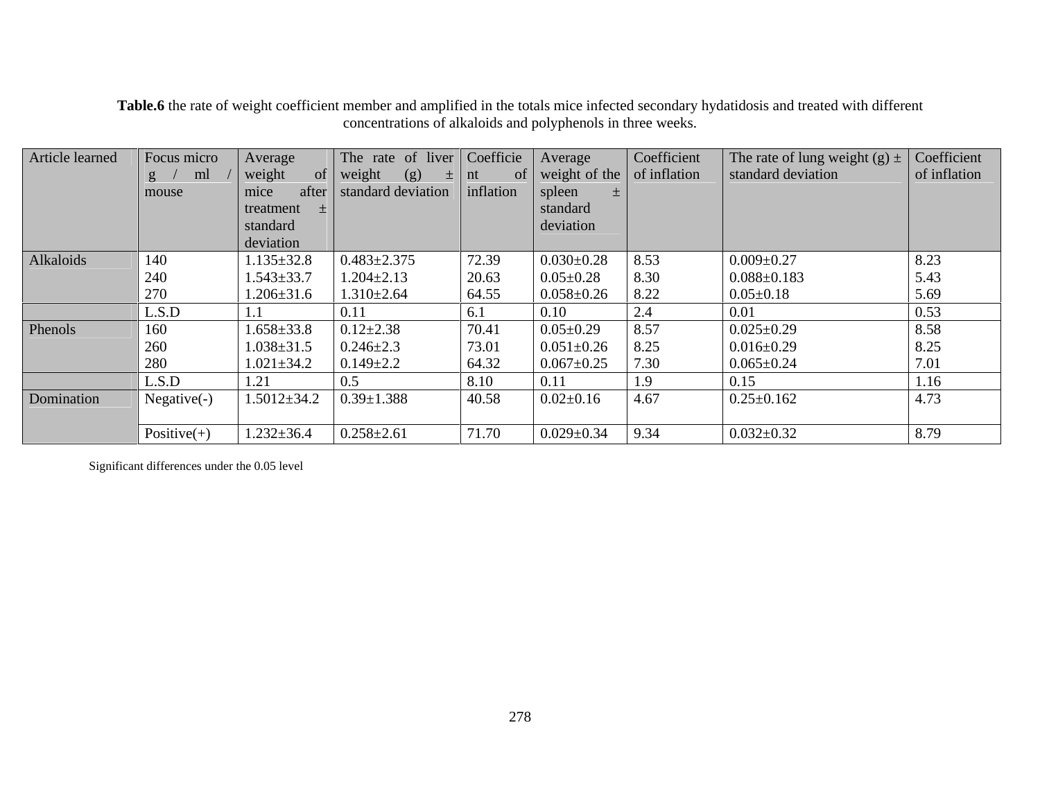**Table.6** the rate of weight coefficient member and amplified in the totals mice infected secondary hydatidosis and treated with different concentrations of alkaloids and polyphenols in three weeks.

| Article learned | Focus micro g / ml / mouse | Average weight of mice after treatment ± standard deviation | The rate of liver weight (g) ± standard deviation | Coefficient of inflation | Average weight of the spleen ± standard deviation | Coefficient of inflation | The rate of lung weight (g) ± standard deviation | Coefficient of inflation |
|---|---|---|---|---|---|---|---|---|
| Alkaloids | 140 | 1.135±32.8 | 0.483±2.375 | 72.39 | 0.030±0.28 | 8.53 | 0.009±0.27 | 8.23 |
| | 240 | 1.543±33.7 | 1.204±2.13 | 20.63 | 0.05±0.28 | 8.30 | 0.088±0.183 | 5.43 |
| | 270 | 1.206±31.6 | 1.310±2.64 | 64.55 | 0.058±0.26 | 8.22 | 0.05±0.18 | 5.69 |
| | L.S.D | 1.1 | 0.11 | 6.1 | 0.10 | 2.4 | 0.01 | 0.53 |
| Phenols | 160 | 1.658±33.8 | 0.12±2.38 | 70.41 | 0.05±0.29 | 8.57 | 0.025±0.29 | 8.58 |
| | 260 | 1.038±31.5 | 0.246±2.3 | 73.01 | 0.051±0.26 | 8.25 | 0.016±0.29 | 8.25 |
| | 280 | 1.021±34.2 | 0.149±2.2 | 64.32 | 0.067±0.25 | 7.30 | 0.065±0.24 | 7.01 |
| | L.S.D | 1.21 | 0.5 | 8.10 | 0.11 | 1.9 | 0.15 | 1.16 |
| Domination | Negative(-) | 1.5012±34.2 | 0.39±1.388 | 40.58 | 0.02±0.16 | 4.67 | 0.25±0.162 | 4.73 |
| | Positive(+) | 1.232±36.4 | 0.258±2.61 | 71.70 | 0.029±0.34 | 9.34 | 0.032±0.32 | 8.79 |

Significant differences under the 0.05 level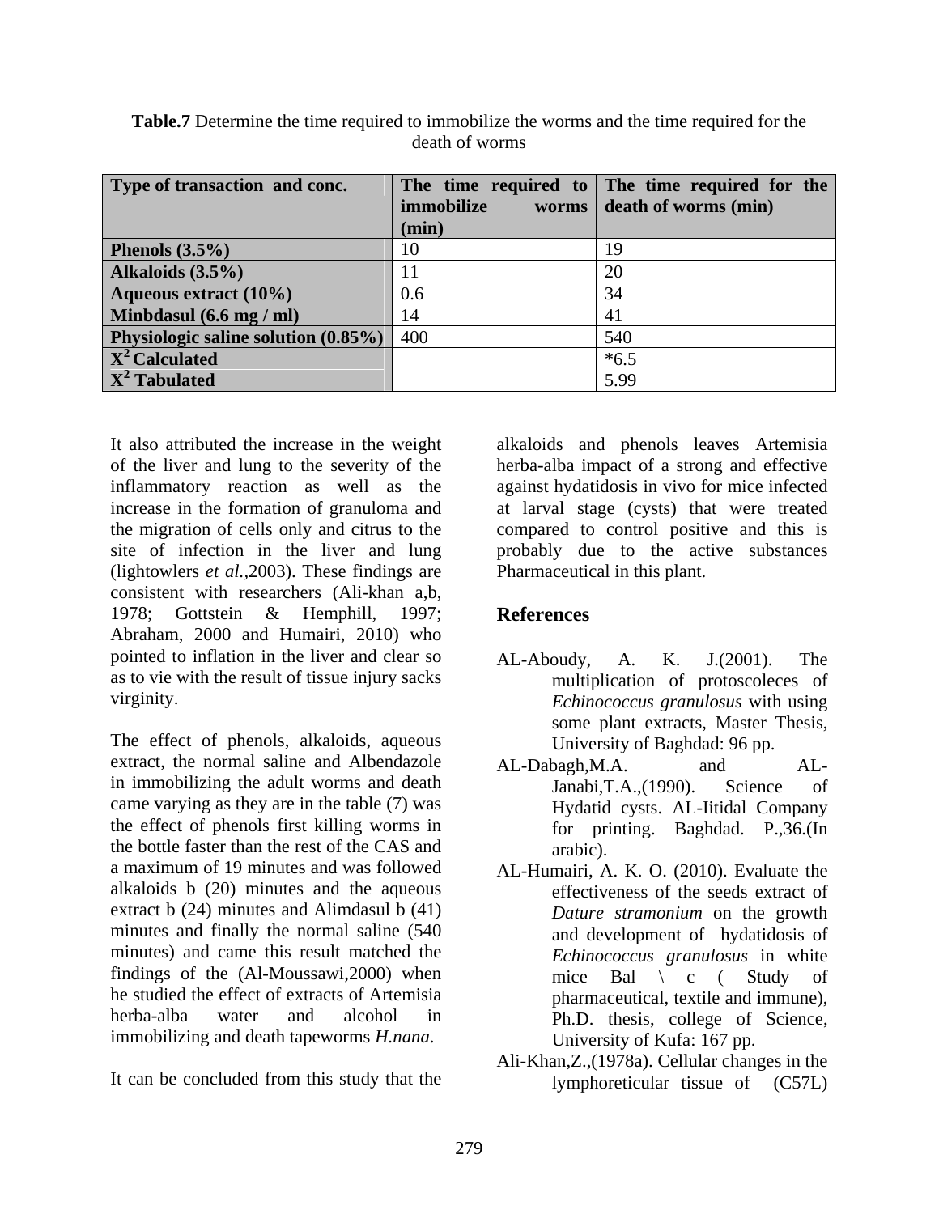**Table.7** Determine the time required to immobilize the worms and the time required for the death of worms

| Type of transaction and conc. | The time required to immobilize worms (min) | The time required for the death of worms (min) |
|---|---|---|
| **Phenols (3.5%)** | 10 | 19 |
| **Alkaloids (3.5%)** | 11 | 20 |
| **Aqueous extract (10%)** | 0.6 | 34 |
| **Minbdasul (6.6 mg / ml)** | 14 | 41 |
| **Physiologic saline solution (0.85%)** | 400 | 540 |
| **$X^2$ Calculated** | | *6.5 |
| **$X^2$ Tabulated** | | 5.99 |

It also attributed the increase in the weight of the liver and lung to the severity of the inflammatory reaction as well as the increase in the formation of granuloma and the migration of cells only and citrus to the site of infection in the liver and lung (lightowlers *et al.*,2003). These findings are consistent with researchers (Ali-khan a,b, 1978; Gottstein & Hemphill, 1997; Abraham, 2000 and Humairi, 2010) who pointed to inflation in the liver and clear so as to vie with the result of tissue injury sacks virginity.

The effect of phenols, alkaloids, aqueous extract, the normal saline and Albendazole in immobilizing the adult worms and death came varying as they are in the table (7) was the effect of phenols first killing worms in the bottle faster than the rest of the CAS and a maximum of 19 minutes and was followed alkaloids b (20) minutes and the aqueous extract b (24) minutes and Alimdasul b (41) minutes and finally the normal saline (540 minutes) and came this result matched the findings of the (Al-Moussawi,2000) when he studied the effect of extracts of Artemisia herba-alba water and alcohol in immobilizing and death tapeworms *H.nana*.

It can be concluded from this study that the alkaloids and phenols leaves Artemisia herba-alba impact of a strong and effective against hydatidosis in vivo for mice infected at larval stage (cysts) that were treated compared to control positive and this is probably due to the active substances Pharmaceutical in this plant.

## References

AL-Aboudy, A. K. J.(2001). The multiplication of protoscoleces of *Echinococcus granulosus* with using some plant extracts, Master Thesis, University of Baghdad: 96 pp.

AL-Dabagh,M.A. and AL-Janabi,T.A.,(1990). Science of Hydatid cysts. AL-Iitidal Company for printing. Baghdad. P.,36.(In arabic).

AL-Humairi, A. K. O. (2010). Evaluate the effectiveness of the seeds extract of *Dature stramonium* on the growth and development of hydatidosis of *Echinococcus granulosus* in white mice Bal \ c ( Study of pharmaceutical, textile and immune), Ph.D. thesis, college of Science, University of Kufa: 167 pp.

Ali-Khan,Z.,(1978a). Cellular changes in the lymphoreticular tissue of (C57L)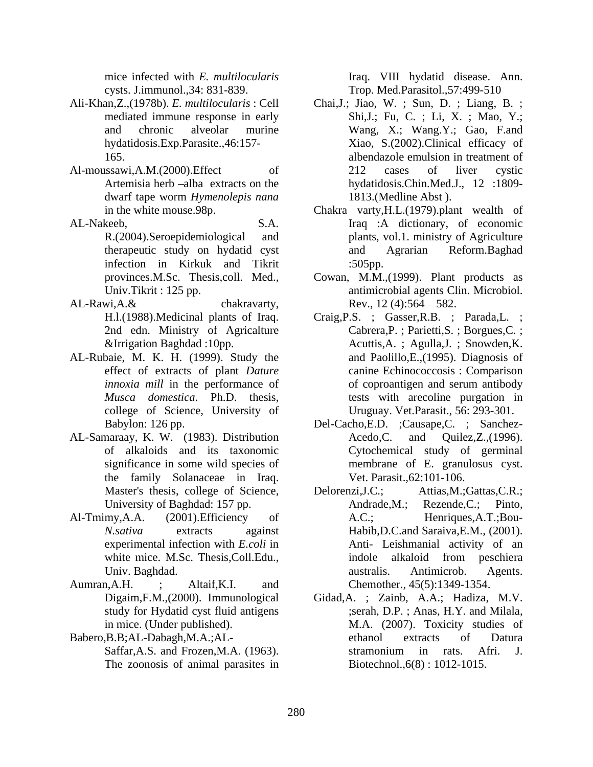mice infected with *E. multilocularis* cysts. J.immunol.,34: 831-839.

Ali-Khan,Z.,(1978b). *E. multilocularis* : Cell mediated immune response in early and chronic alveolar murine hydatidosis.Exp.Parasite.,46:157-165.

Al-moussawi,A.M.(2000).Effect of Artemisia herb –alba extracts on the dwarf tape worm *Hymenolepis nana* in the white mouse.98p.

AL-Nakeeb, S.A. R.(2004).Seroepidemiological and therapeutic study on hydatid cyst infection in Kirkuk and Tikrit provinces.M.Sc. Thesis,coll. Med., Univ.Tikrit : 125 pp.

AL-Rawi,A.& chakravarty, H.l.(1988).Medicinal plants of Iraq. 2nd edn. Ministry of Agricalture &Irrigation Baghdad :10pp.

AL-Rubaie, M. K. H. (1999). Study the effect of extracts of plant *Dature innoxia mill* in the performance of *Musca domestica*. Ph.D. thesis, college of Science, University of Babylon: 126 pp.

AL-Samaraay, K. W. (1983). Distribution of alkaloids and its taxonomic significance in some wild species of the family Solanaceae in Iraq. Master's thesis, college of Science, University of Baghdad: 157 pp.

Al-Tmimy,A.A. (2001).Efficiency of *N.sativa* extracts against experimental infection with *E.coli* in white mice. M.Sc. Thesis,Coll.Edu., Univ. Baghdad.

Aumran,A.H. ; Altaif,K.I. and Digaim,F.M.,(2000). Immunological study for Hydatid cyst fluid antigens in mice. (Under published).

Babero,B.B;AL-Dabagh,M.A.;AL-Saffar,A.S. and Frozen,M.A. (1963). The zoonosis of animal parasites in Iraq. VIII hydatid disease. Ann. Trop. Med.Parasitol.,57:499-510

Chai,J.; Jiao, W. ; Sun, D. ; Liang, B. ; Shi,J.; Fu, C. ; Li, X. ; Mao, Y.; Wang, X.; Wang.Y.; Gao, F.and Xiao, S.(2002).Clinical efficacy of albendazole emulsion in treatment of 212 cases of liver cystic hydatidosis.Chin.Med.J., 12 :1809-1813.(Medline Abst ).

Chakra varty,H.L.(1979).plant wealth of Iraq :A dictionary, of economic plants, vol.1. ministry of Agriculture and Agrarian Reform.Baghad :505pp.

Cowan, M.M.,(1999). Plant products as antimicrobial agents Clin. Microbiol. Rev., 12 (4):564 – 582.

Craig,P.S. ; Gasser,R.B. ; Parada,L. ; Cabrera,P. ; Parietti,S. ; Borgues,C. ; Acuttis,A. ; Agulla,J. ; Snowden,K. and Paolillo,E.,(1995). Diagnosis of canine Echinococcosis : Comparison of coproantigen and serum antibody tests with arecoline purgation in Uruguay. Vet.Parasit., 56: 293-301.

Del-Cacho,E.D. ;Causape,C. ; Sanchez-Acedo,C. and Quilez,Z.,(1996). Cytochemical study of germinal membrane of E. granulosus cyst. Vet. Parasit.,62:101-106.

Delorenzi,J.C.; Attias,M.;Gattas,C.R.; Andrade,M.; Rezende,C.; Pinto, A.C.; Henriques,A.T.;Bou-Habib,D.C.and Saraiva,E.M., (2001). Anti- Leishmanial activity of an indole alkaloid from peschiera australis. Antimicrob. Agents. Chemother., 45(5):1349-1354.

Gidad,A. ; Zainb, A.A.; Hadiza, M.V. ;serah, D.P. ; Anas, H.Y. and Milala, M.A. (2007). Toxicity studies of ethanol extracts of Datura stramonium in rats. Afri. J. Biotechnol.,6(8) : 1012-1015.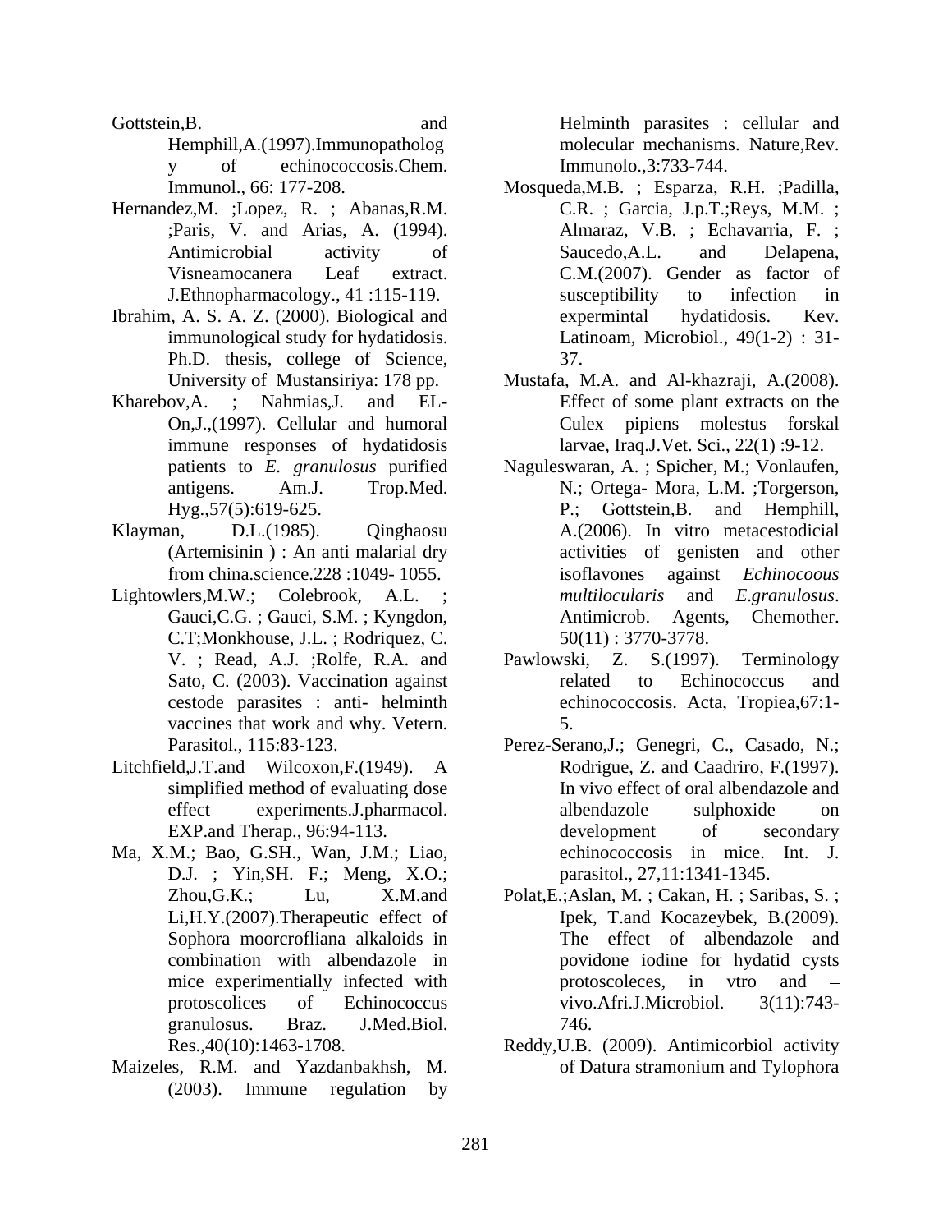Gottstein,B. and Hemphill,A.(1997).Immunopathology of echinococcosis.Chem. Immunol., 66: 177-208.

Hernandez,M. ;Lopez, R. ; Abanas,R.M. ;Paris, V. and Arias, A. (1994). Antimicrobial activity of Visneamocanera Leaf extract. J.Ethnopharmacology., 41 :115-119.

Ibrahim, A. S. A. Z. (2000). Biological and immunological study for hydatidosis. Ph.D. thesis, college of Science, University of Mustansiriya: 178 pp.

Kharebov,A. ; Nahmias,J. and EL-On,J.,(1997). Cellular and humoral immune responses of hydatidosis patients to *E. granulosus* purified antigens. Am.J. Trop.Med. Hyg.,57(5):619-625.

Klayman, D.L.(1985). Qinghaosu (Artemisinin ) : An anti malarial dry from china.science.228 :1049- 1055.

Lightowlers,M.W.; Colebrook, A.L. ; Gauci,C.G. ; Gauci, S.M. ; Kyngdon, C.T;Monkhouse, J.L. ; Rodriquez, C. V. ; Read, A.J. ;Rolfe, R.A. and Sato, C. (2003). Vaccination against cestode parasites : anti- helminth vaccines that work and why. Vetern. Parasitol., 115:83-123.

Litchfield,J.T.and Wilcoxon,F.(1949). A simplified method of evaluating dose effect experiments.J.pharmacol. EXP.and Therap., 96:94-113.

Ma, X.M.; Bao, G.SH., Wan, J.M.; Liao, D.J. ; Yin,SH. F.; Meng, X.O.; Zhou,G.K.; Lu, X.M.and Li,H.Y.(2007).Therapeutic effect of Sophora moorcrofliana alkaloids in combination with albendazole in mice experimentially infected with protoscolices of Echinococcus granulosus. Braz. J.Med.Biol. Res.,40(10):1463-1708.

Maizeles, R.M. and Yazdanbakhsh, M. (2003). Immune regulation by Helminth parasites : cellular and molecular mechanisms. Nature,Rev. Immunolo.,3:733-744.

Mosqueda,M.B. ; Esparza, R.H. ;Padilla, C.R. ; Garcia, J.p.T.;Reys, M.M. ; Almaraz, V.B. ; Echavarria, F. ; Saucedo,A.L. and Delapena, C.M.(2007). Gender as factor of susceptibility to infection in expermintal hydatidosis. Kev. Latinoam, Microbiol., 49(1-2) : 31-37.

Mustafa, M.A. and Al-khazraji, A.(2008). Effect of some plant extracts on the Culex pipiens molestus forskal larvae, Iraq.J.Vet. Sci., 22(1) :9-12.

Naguleswaran, A. ; Spicher, M.; Vonlaufen, N.; Ortega- Mora, L.M. ;Torgerson, P.; Gottstein,B. and Hemphill, A.(2006). In vitro metacestodicial activities of genisten and other isoflavones against *Echinocoous multilocularis* and *E.granulosus*. Antimicrob. Agents, Chemother. 50(11) : 3770-3778.

Pawlowski, Z. S.(1997). Terminology related to Echinococcus and echinococcosis. Acta, Tropiea,67:1-5.

Perez-Serano,J.; Genegri, C., Casado, N.; Rodrigue, Z. and Caadriro, F.(1997). In vivo effect of oral albendazole and albendazole sulphoxide on development of secondary echinococcosis in mice. Int. J. parasitol., 27,11:1341-1345.

Polat,E.;Aslan, M. ; Cakan, H. ; Saribas, S. ; Ipek, T.and Kocazeybek, B.(2009). The effect of albendazole and povidone iodine for hydatid cysts protoscoleces, in vtro and – vivo.Afri.J.Microbiol. 3(11):743-746.

Reddy,U.B. (2009). Antimicorbiol activity of Datura stramonium and Tylophora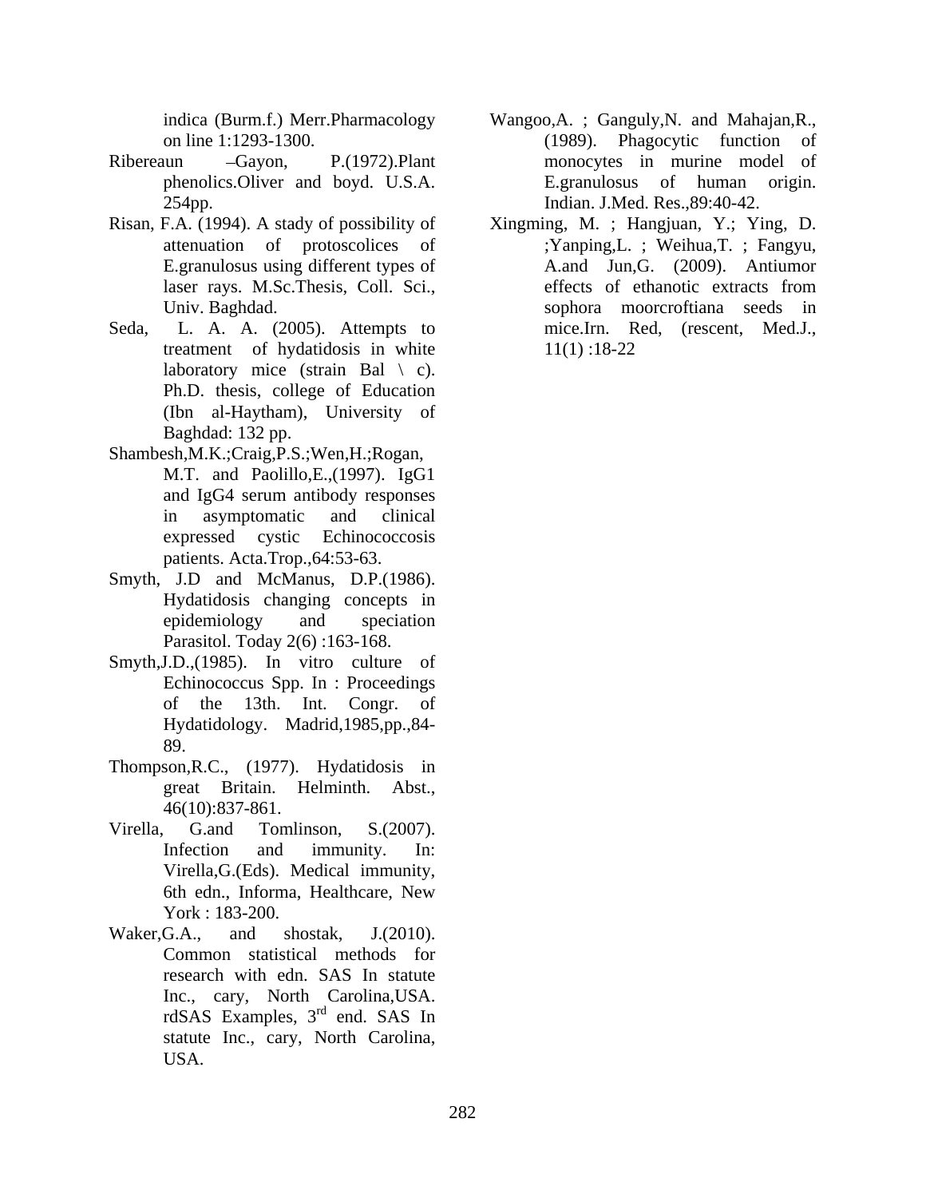indica (Burm.f.) Merr.Pharmacology on line 1:1293-1300.

Ribereaun –Gayon, P.(1972).Plant phenolics.Oliver and boyd. U.S.A. 254pp.

Risan, F.A. (1994). A stady of possibility of attenuation of protoscolices of E.granulosus using different types of laser rays. M.Sc.Thesis, Coll. Sci., Univ. Baghdad.

Seda, L. A. A. (2005). Attempts to treatment of hydatidosis in white laboratory mice (strain Bal \ c). Ph.D. thesis, college of Education (Ibn al-Haytham), University of Baghdad: 132 pp.

Shambesh,M.K.;Craig,P.S.;Wen,H.;Rogan, M.T. and Paolillo,E.,(1997). IgG1 and IgG4 serum antibody responses in asymptomatic and clinical expressed cystic Echinococcosis patients. Acta.Trop.,64:53-63.

Smyth, J.D and McManus, D.P.(1986). Hydatidosis changing concepts in epidemiology and speciation Parasitol. Today 2(6) :163-168.

Smyth,J.D.,(1985). In vitro culture of Echinococcus Spp. In : Proceedings of the 13th. Int. Congr. of Hydatidology. Madrid,1985,pp.,84-89.

Thompson,R.C., (1977). Hydatidosis in great Britain. Helminth. Abst., 46(10):837-861.

Virella, G.and Tomlinson, S.(2007). Infection and immunity. In: Virella,G.(Eds). Medical immunity, 6th edn., Informa, Healthcare, New York : 183-200.

Waker,G.A., and shostak, J.(2010). Common statistical methods for research with edn. SAS In statute Inc., cary, North Carolina,USA. rdSAS Examples, 3rd end. SAS In statute Inc., cary, North Carolina, USA.

Wangoo,A. ; Ganguly,N. and Mahajan,R., (1989). Phagocytic function of monocytes in murine model of E.granulosus of human origin. Indian. J.Med. Res.,89:40-42.

Xingming, M. ; Hangjuan, Y.; Ying, D. ;Yanping,L. ; Weihua,T. ; Fangyu, A.and Jun,G. (2009). Antiumor effects of ethanotic extracts from sophora moorcroftiana seeds in mice.Irn. Red, (rescent, Med.J., 11(1) :18-22